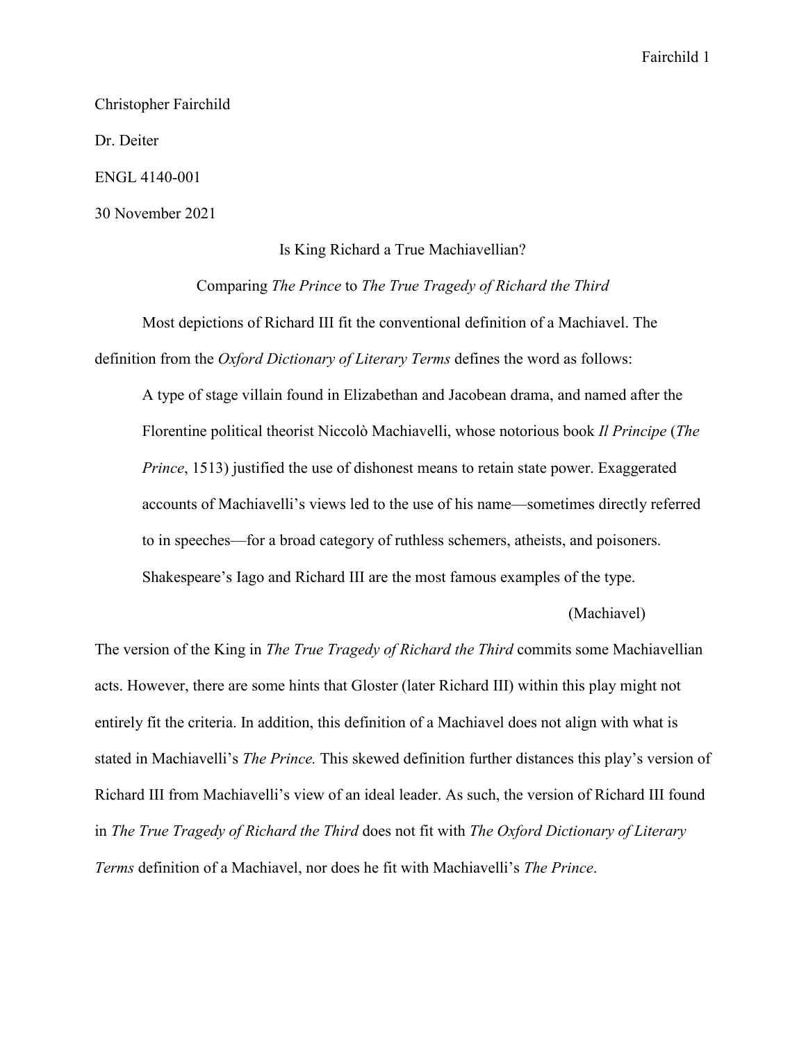Christopher Fairchild

Dr. Deiter

ENGL 4140-001

30 November 2021

# Is King Richard a True Machiavellian?

## Comparing *The Prince* to *The True Tragedy of Richard the Third*

Most depictions of Richard III fit the conventional definition of a Machiavel. The definition from the *Oxford Dictionary of Literary Terms* defines the word as follows:

> A type of stage villain found in Elizabethan and Jacobean drama, and named after the Florentine political theorist Niccolò Machiavelli, whose notorious book *Il Principe* (*The Prince*, 1513) justified the use of dishonest means to retain state power. Exaggerated accounts of Machiavelli's views led to the use of his name—sometimes directly referred to in speeches—for a broad category of ruthless schemers, atheists, and poisoners. Shakespeare's Iago and Richard III are the most famous examples of the type.
>
> (Machiavel)

The version of the King in *The True Tragedy of Richard the Third* commits some Machiavellian acts. However, there are some hints that Gloster (later Richard III) within this play might not entirely fit the criteria. In addition, this definition of a Machiavel does not align with what is stated in Machiavelli's *The Prince.* This skewed definition further distances this play's version of Richard III from Machiavelli's view of an ideal leader. As such, the version of Richard III found in *The True Tragedy of Richard the Third* does not fit with *The Oxford Dictionary of Literary Terms* definition of a Machiavel, nor does he fit with Machiavelli's *The Prince*.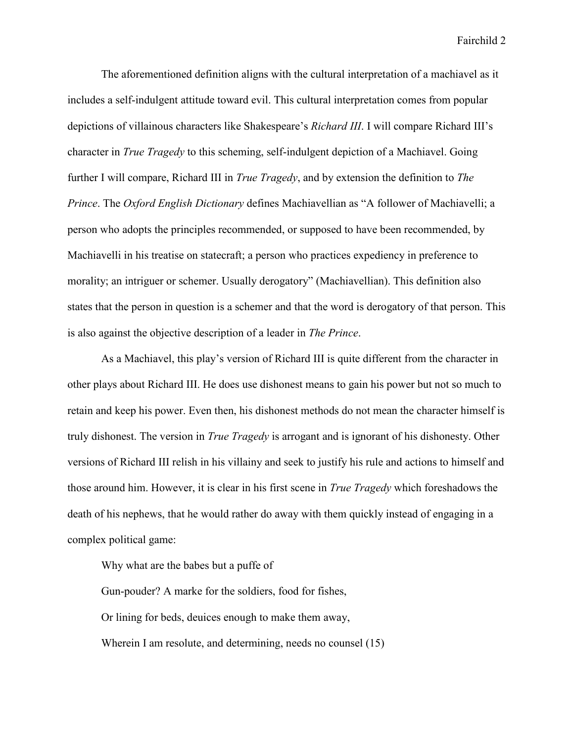The aforementioned definition aligns with the cultural interpretation of a machiavel as it includes a self-indulgent attitude toward evil. This cultural interpretation comes from popular depictions of villainous characters like Shakespeare's *Richard III*. I will compare Richard III's character in *True Tragedy* to this scheming, self-indulgent depiction of a Machiavel. Going further I will compare, Richard III in *True Tragedy*, and by extension the definition to *The Prince*. The *Oxford English Dictionary* defines Machiavellian as "A follower of Machiavelli; a person who adopts the principles recommended, or supposed to have been recommended, by Machiavelli in his treatise on statecraft; a person who practices expediency in preference to morality; an intriguer or schemer. Usually derogatory" (Machiavellian). This definition also states that the person in question is a schemer and that the word is derogatory of that person. This is also against the objective description of a leader in *The Prince*.

As a Machiavel, this play's version of Richard III is quite different from the character in other plays about Richard III. He does use dishonest means to gain his power but not so much to retain and keep his power. Even then, his dishonest methods do not mean the character himself is truly dishonest. The version in *True Tragedy* is arrogant and is ignorant of his dishonesty. Other versions of Richard III relish in his villainy and seek to justify his rule and actions to himself and those around him. However, it is clear in his first scene in *True Tragedy* which foreshadows the death of his nephews, that he would rather do away with them quickly instead of engaging in a complex political game:

> Why what are the babes but a puffe of
>
> Gun-pouder? A marke for the soldiers, food for fishes,
>
> Or lining for beds, deuices enough to make them away,
>
> Wherein I am resolute, and determining, needs no counsel (15)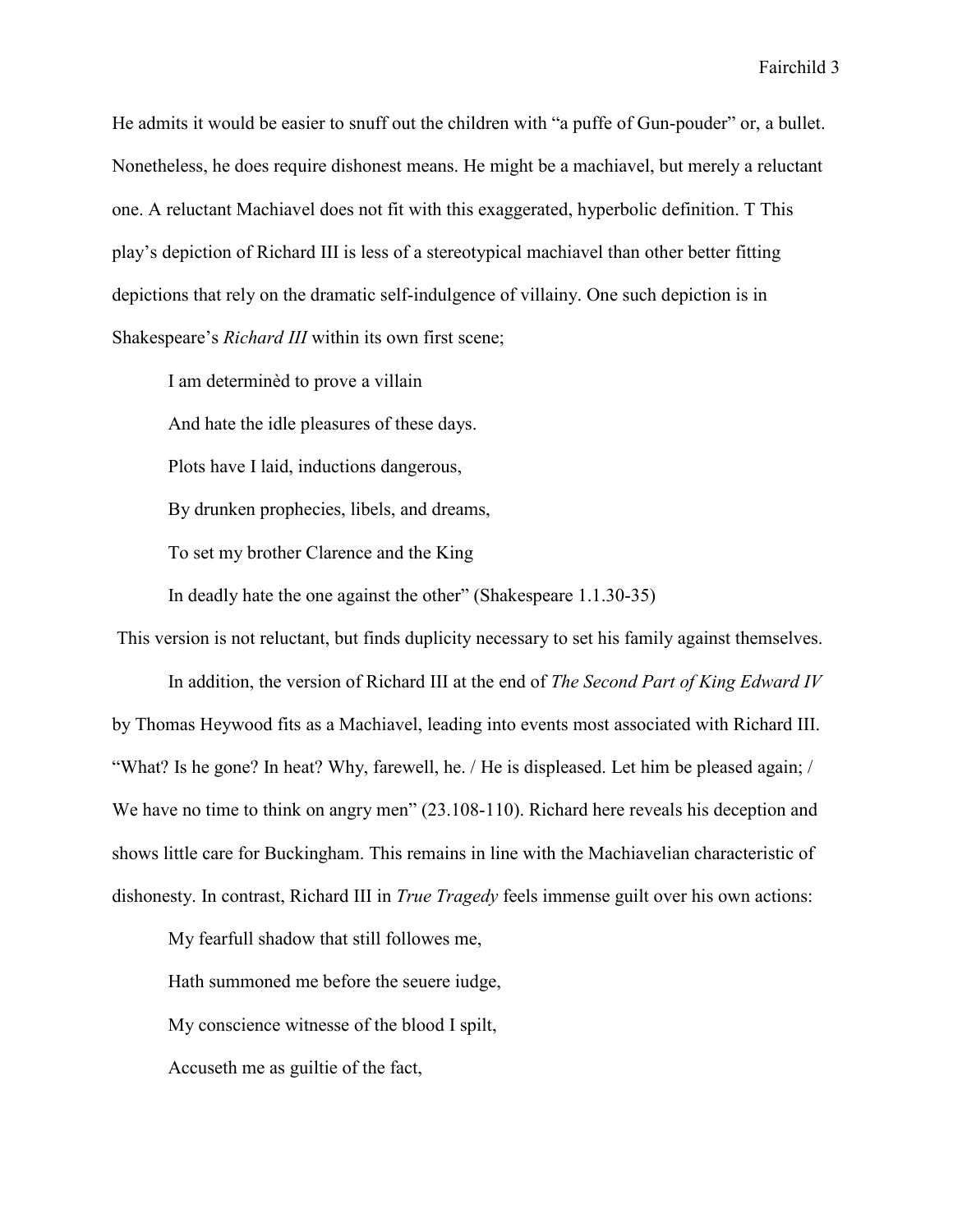He admits it would be easier to snuff out the children with “a puffe of Gun-pouder” or, a bullet. Nonetheless, he does require dishonest means. He might be a machiavel, but merely a reluctant one. A reluctant Machiavel does not fit with this exaggerated, hyperbolic definition. T This play’s depiction of Richard III is less of a stereotypical machiavel than other better fitting depictions that rely on the dramatic self-indulgence of villainy. One such depiction is in Shakespeare’s *Richard III* within its own first scene;

> I am determinèd to prove a villain
>
> And hate the idle pleasures of these days.
>
> Plots have I laid, inductions dangerous,
>
> By drunken prophecies, libels, and dreams,
>
> To set my brother Clarence and the King
>
> In deadly hate the one against the other” (Shakespeare 1.1.30-35)

This version is not reluctant, but finds duplicity necessary to set his family against themselves.

In addition, the version of Richard III at the end of *The Second Part of King Edward IV* by Thomas Heywood fits as a Machiavel, leading into events most associated with Richard III. “What? Is he gone? In heat? Why, farewell, he. / He is displeased. Let him be pleased again; / We have no time to think on angry men” (23.108-110). Richard here reveals his deception and shows little care for Buckingham. This remains in line with the Machiavelian characteristic of dishonesty. In contrast, Richard III in *True Tragedy* feels immense guilt over his own actions:

> My fearfull shadow that still followes me,
>
> Hath summoned me before the seuere iudge,
>
> My conscience witnesse of the blood I spilt,
>
> Accuseth me as guiltie of the fact,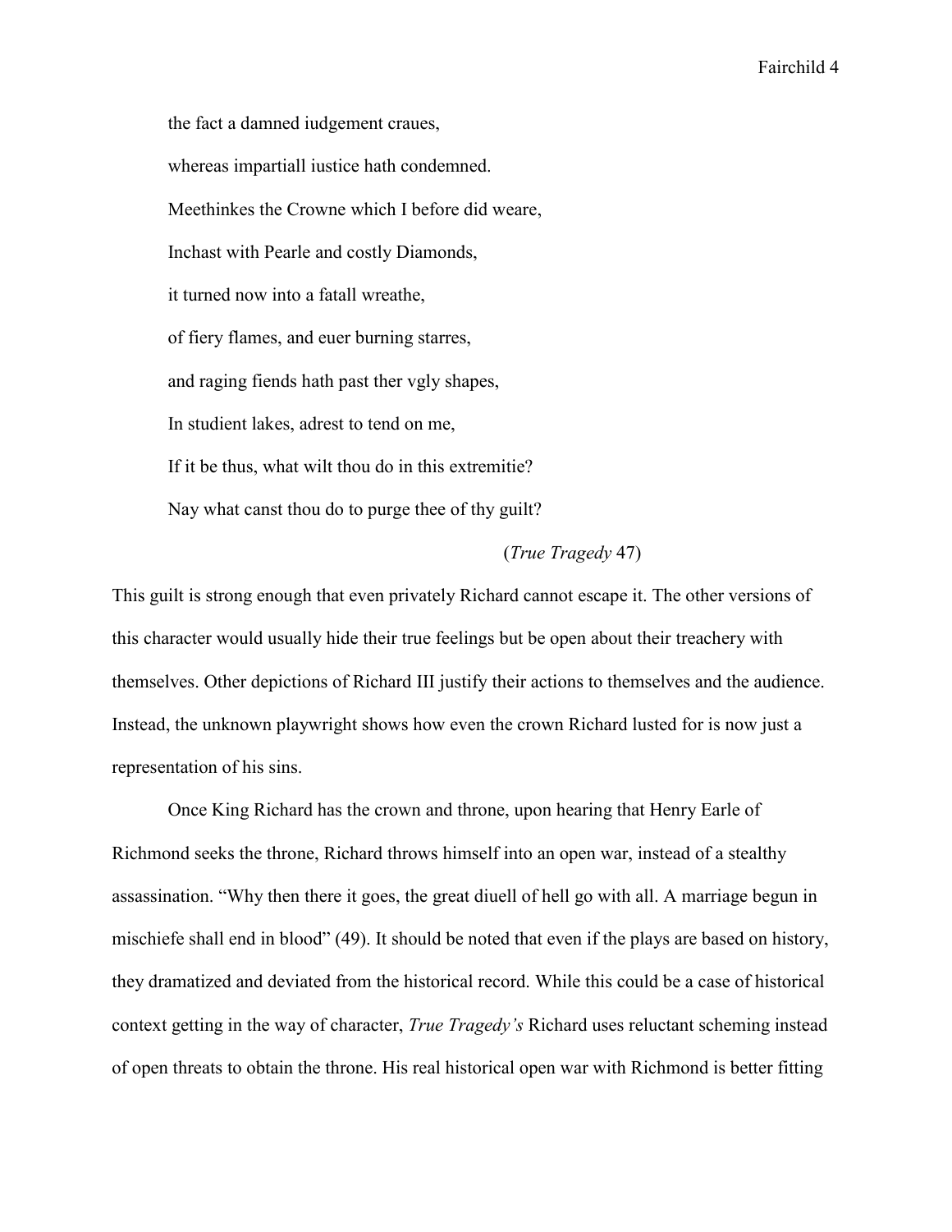> the fact a damned iudgement craues,
>
> whereas impartiall iustice hath condemned.
>
> Meethinkes the Crowne which I before did weare,
>
> Inchast with Pearle and costly Diamonds,
>
> it turned now into a fatall wreathe,
>
> of fiery flames, and euer burning starres,
>
> and raging fiends hath past ther vgly shapes,
>
> In studient lakes, adrest to tend on me,
>
> If it be thus, what wilt thou do in this extremitie?
>
> Nay what canst thou do to purge thee of thy guilt?
>
> (*True Tragedy* 47)

This guilt is strong enough that even privately Richard cannot escape it. The other versions of this character would usually hide their true feelings but be open about their treachery with themselves. Other depictions of Richard III justify their actions to themselves and the audience. Instead, the unknown playwright shows how even the crown Richard lusted for is now just a representation of his sins.

Once King Richard has the crown and throne, upon hearing that Henry Earle of Richmond seeks the throne, Richard throws himself into an open war, instead of a stealthy assassination. "Why then there it goes, the great diuell of hell go with all. A marriage begun in mischiefe shall end in blood" (49). It should be noted that even if the plays are based on history, they dramatized and deviated from the historical record. While this could be a case of historical context getting in the way of character, *True Tragedy's* Richard uses reluctant scheming instead of open threats to obtain the throne. His real historical open war with Richmond is better fitting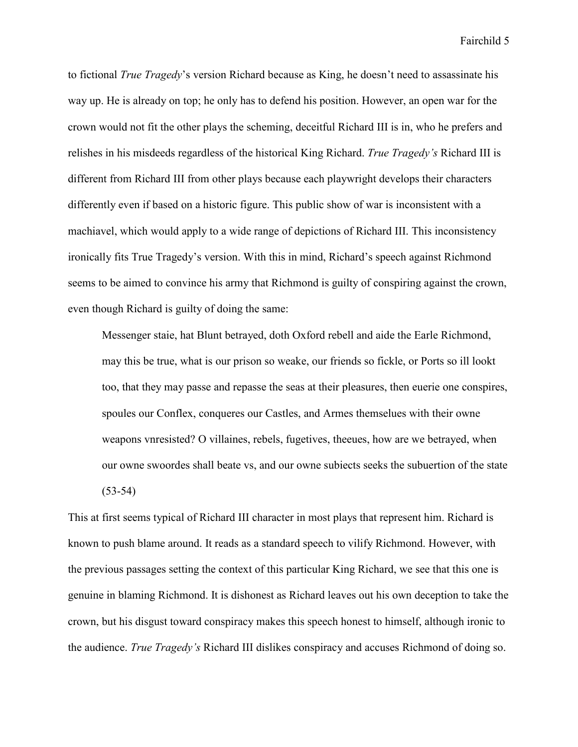to fictional *True Tragedy*'s version Richard because as King, he doesn't need to assassinate his way up. He is already on top; he only has to defend his position. However, an open war for the crown would not fit the other plays the scheming, deceitful Richard III is in, who he prefers and relishes in his misdeeds regardless of the historical King Richard. *True Tragedy's* Richard III is different from Richard III from other plays because each playwright develops their characters differently even if based on a historic figure. This public show of war is inconsistent with a machiavel, which would apply to a wide range of depictions of Richard III. This inconsistency ironically fits True Tragedy's version. With this in mind, Richard's speech against Richmond seems to be aimed to convince his army that Richmond is guilty of conspiring against the crown, even though Richard is guilty of doing the same:

> Messenger staie, hat Blunt betrayed, doth Oxford rebell and aide the Earle Richmond, may this be true, what is our prison so weake, our friends so fickle, or Ports so ill lookt too, that they may passe and repasse the seas at their pleasures, then euerie one conspires, spoules our Conflex, conqueres our Castles, and Armes themselues with their owne weapons vnresisted? O villaines, rebels, fugetives, theeues, how are we betrayed, when our owne swoordes shall beate vs, and our owne subiects seeks the subuertion of the state (53-54)

This at first seems typical of Richard III character in most plays that represent him. Richard is known to push blame around. It reads as a standard speech to vilify Richmond. However, with the previous passages setting the context of this particular King Richard, we see that this one is genuine in blaming Richmond. It is dishonest as Richard leaves out his own deception to take the crown, but his disgust toward conspiracy makes this speech honest to himself, although ironic to the audience. *True Tragedy's* Richard III dislikes conspiracy and accuses Richmond of doing so.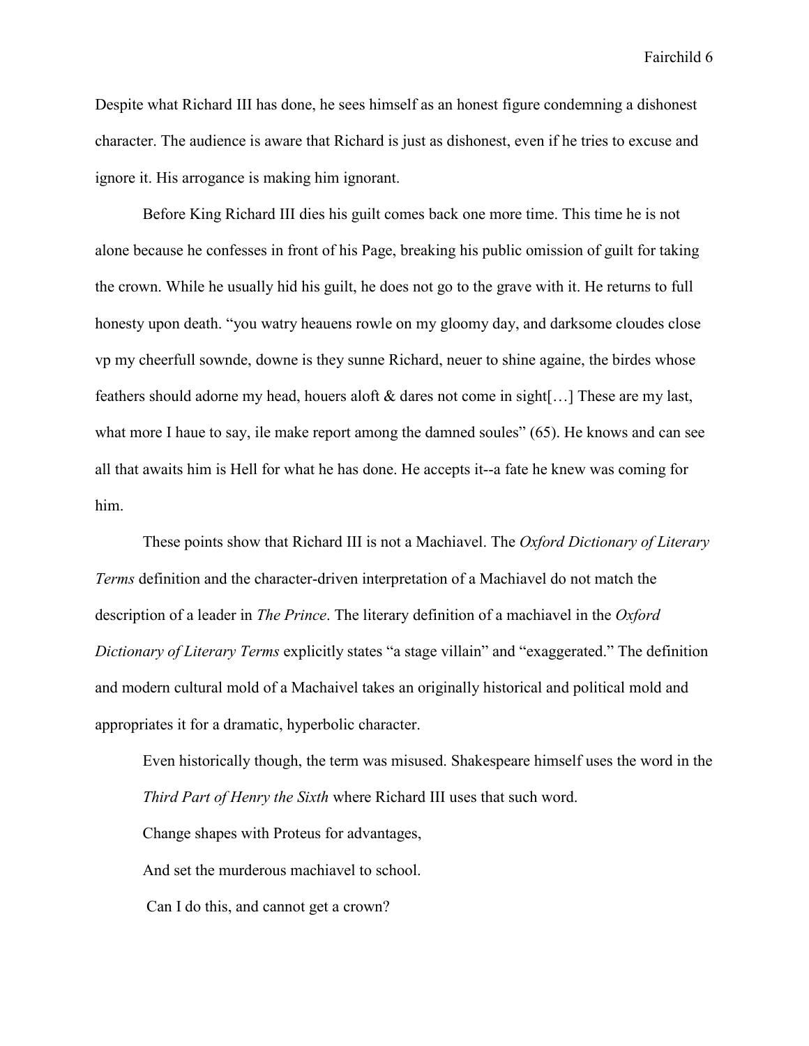Despite what Richard III has done, he sees himself as an honest figure condemning a dishonest character. The audience is aware that Richard is just as dishonest, even if he tries to excuse and ignore it. His arrogance is making him ignorant.

Before King Richard III dies his guilt comes back one more time. This time he is not alone because he confesses in front of his Page, breaking his public omission of guilt for taking the crown. While he usually hid his guilt, he does not go to the grave with it. He returns to full honesty upon death. "you watry heauens rowle on my gloomy day, and darksome cloudes close vp my cheerfull sownde, downe is they sunne Richard, neuer to shine againe, the birdes whose feathers should adorne my head, houers aloft & dares not come in sight[…] These are my last, what more I haue to say, ile make report among the damned soules" (65). He knows and can see all that awaits him is Hell for what he has done. He accepts it--a fate he knew was coming for him.

These points show that Richard III is not a Machiavel. The *Oxford Dictionary of Literary Terms* definition and the character-driven interpretation of a Machiavel do not match the description of a leader in *The Prince*. The literary definition of a machiavel in the *Oxford Dictionary of Literary Terms* explicitly states "a stage villain" and "exaggerated." The definition and modern cultural mold of a Machaivel takes an originally historical and political mold and appropriates it for a dramatic, hyperbolic character.

Even historically though, the term was misused. Shakespeare himself uses the word in the *Third Part of Henry the Sixth* where Richard III uses that such word.

> Change shapes with Proteus for advantages,
>
> And set the murderous machiavel to school.
>
> Can I do this, and cannot get a crown?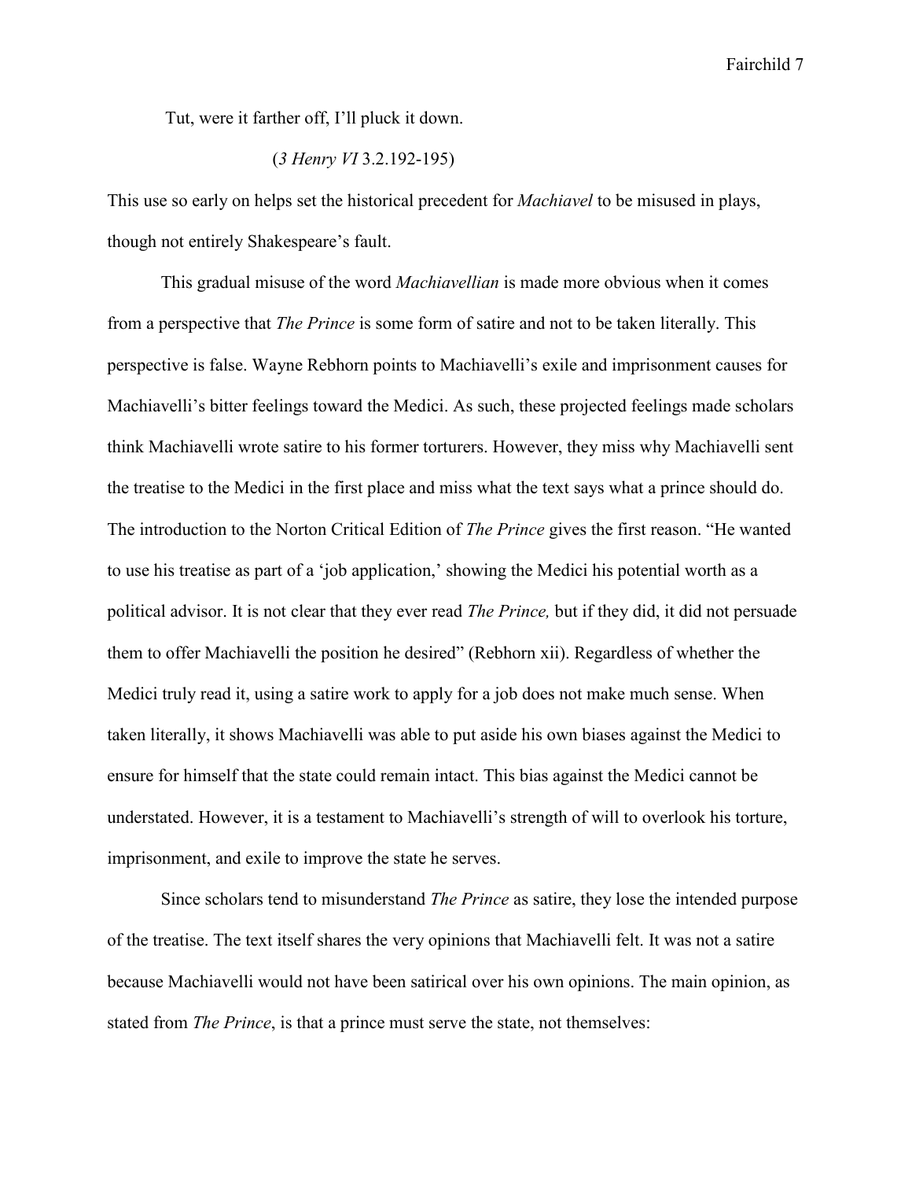Tut, were it farther off, I'll pluck it down.

(*3 Henry VI* 3.2.192-195)

This use so early on helps set the historical precedent for *Machiavel* to be misused in plays, though not entirely Shakespeare's fault.

This gradual misuse of the word *Machiavellian* is made more obvious when it comes from a perspective that *The Prince* is some form of satire and not to be taken literally. This perspective is false. Wayne Rebhorn points to Machiavelli's exile and imprisonment causes for Machiavelli's bitter feelings toward the Medici. As such, these projected feelings made scholars think Machiavelli wrote satire to his former torturers. However, they miss why Machiavelli sent the treatise to the Medici in the first place and miss what the text says what a prince should do. The introduction to the Norton Critical Edition of *The Prince* gives the first reason. "He wanted to use his treatise as part of a 'job application,' showing the Medici his potential worth as a political advisor. It is not clear that they ever read *The Prince,* but if they did, it did not persuade them to offer Machiavelli the position he desired" (Rebhorn xii). Regardless of whether the Medici truly read it, using a satire work to apply for a job does not make much sense. When taken literally, it shows Machiavelli was able to put aside his own biases against the Medici to ensure for himself that the state could remain intact. This bias against the Medici cannot be understated. However, it is a testament to Machiavelli's strength of will to overlook his torture, imprisonment, and exile to improve the state he serves.

Since scholars tend to misunderstand *The Prince* as satire, they lose the intended purpose of the treatise. The text itself shares the very opinions that Machiavelli felt. It was not a satire because Machiavelli would not have been satirical over his own opinions. The main opinion, as stated from *The Prince*, is that a prince must serve the state, not themselves: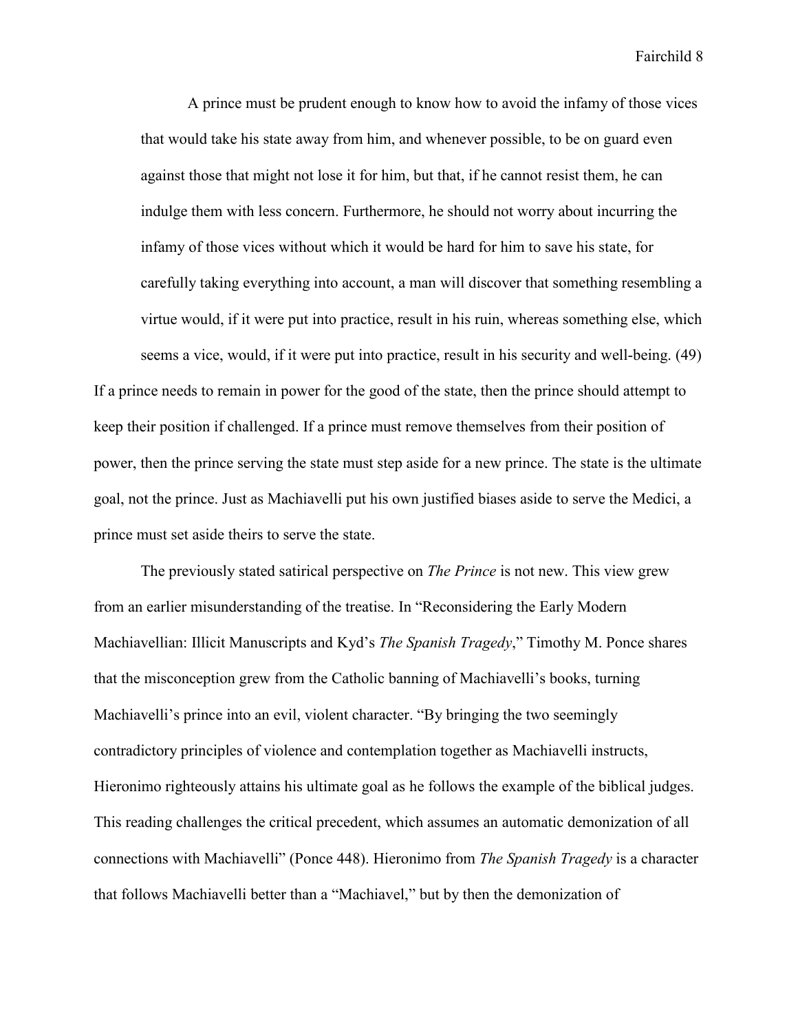> A prince must be prudent enough to know how to avoid the infamy of those vices that would take his state away from him, and whenever possible, to be on guard even against those that might not lose it for him, but that, if he cannot resist them, he can indulge them with less concern. Furthermore, he should not worry about incurring the infamy of those vices without which it would be hard for him to save his state, for carefully taking everything into account, a man will discover that something resembling a virtue would, if it were put into practice, result in his ruin, whereas something else, which seems a vice, would, if it were put into practice, result in his security and well-being. (49)

If a prince needs to remain in power for the good of the state, then the prince should attempt to keep their position if challenged. If a prince must remove themselves from their position of power, then the prince serving the state must step aside for a new prince. The state is the ultimate goal, not the prince. Just as Machiavelli put his own justified biases aside to serve the Medici, a prince must set aside theirs to serve the state.

The previously stated satirical perspective on *The Prince* is not new. This view grew from an earlier misunderstanding of the treatise. In "Reconsidering the Early Modern Machiavellian: Illicit Manuscripts and Kyd's *The Spanish Tragedy*," Timothy M. Ponce shares that the misconception grew from the Catholic banning of Machiavelli's books, turning Machiavelli's prince into an evil, violent character. "By bringing the two seemingly contradictory principles of violence and contemplation together as Machiavelli instructs, Hieronimo righteously attains his ultimate goal as he follows the example of the biblical judges. This reading challenges the critical precedent, which assumes an automatic demonization of all connections with Machiavelli" (Ponce 448). Hieronimo from *The Spanish Tragedy* is a character that follows Machiavelli better than a "Machiavel," but by then the demonization of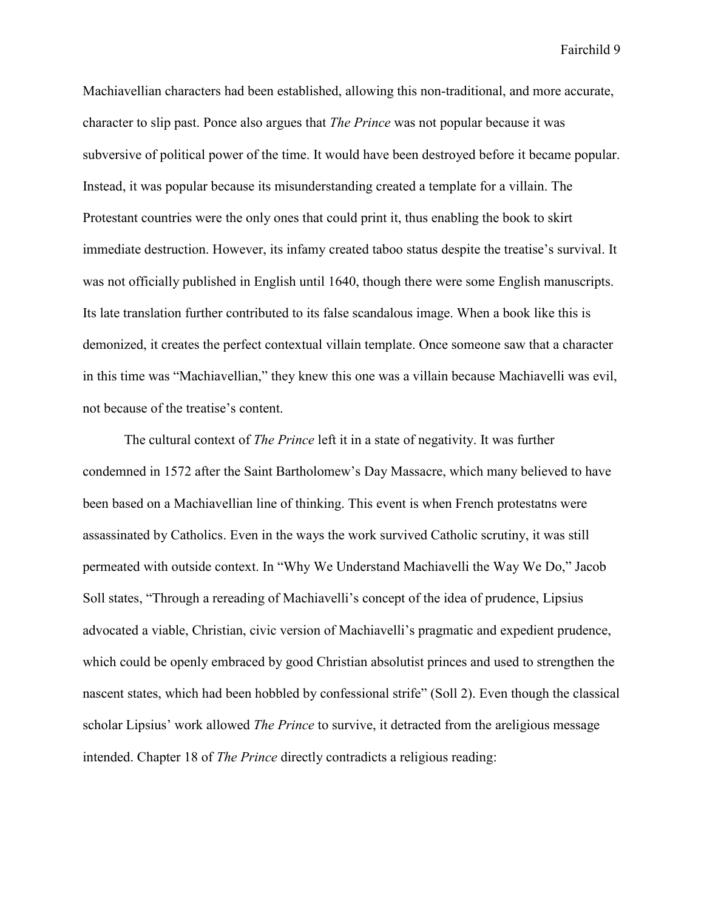Machiavellian characters had been established, allowing this non-traditional, and more accurate, character to slip past. Ponce also argues that *The Prince* was not popular because it was subversive of political power of the time. It would have been destroyed before it became popular. Instead, it was popular because its misunderstanding created a template for a villain. The Protestant countries were the only ones that could print it, thus enabling the book to skirt immediate destruction. However, its infamy created taboo status despite the treatise's survival. It was not officially published in English until 1640, though there were some English manuscripts. Its late translation further contributed to its false scandalous image. When a book like this is demonized, it creates the perfect contextual villain template. Once someone saw that a character in this time was "Machiavellian," they knew this one was a villain because Machiavelli was evil, not because of the treatise's content.

The cultural context of *The Prince* left it in a state of negativity. It was further condemned in 1572 after the Saint Bartholomew's Day Massacre, which many believed to have been based on a Machiavellian line of thinking. This event is when French protestatns were assassinated by Catholics. Even in the ways the work survived Catholic scrutiny, it was still permeated with outside context. In "Why We Understand Machiavelli the Way We Do," Jacob Soll states, "Through a rereading of Machiavelli's concept of the idea of prudence, Lipsius advocated a viable, Christian, civic version of Machiavelli's pragmatic and expedient prudence, which could be openly embraced by good Christian absolutist princes and used to strengthen the nascent states, which had been hobbled by confessional strife" (Soll 2). Even though the classical scholar Lipsius' work allowed *The Prince* to survive, it detracted from the areligious message intended. Chapter 18 of *The Prince* directly contradicts a religious reading: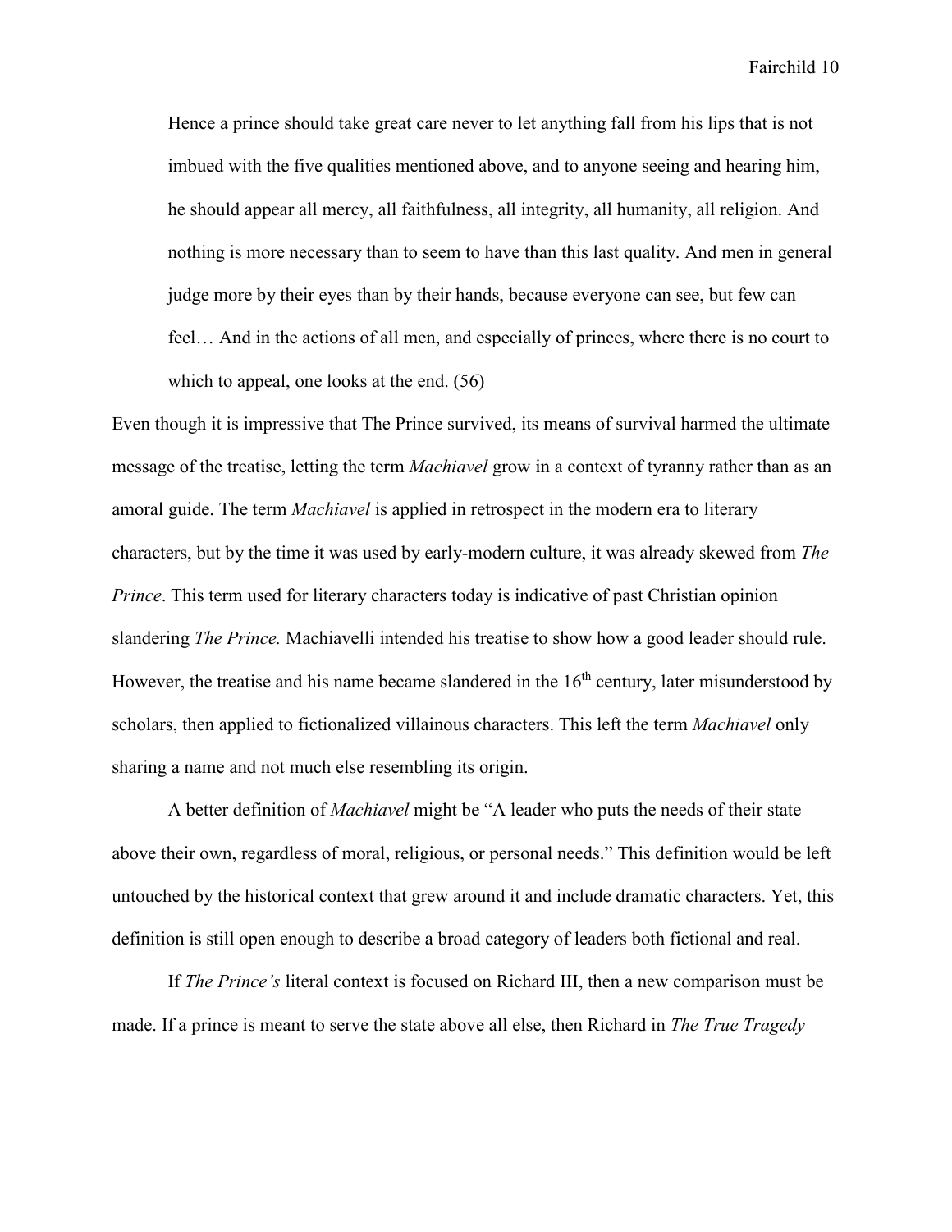> Hence a prince should take great care never to let anything fall from his lips that is not imbued with the five qualities mentioned above, and to anyone seeing and hearing him, he should appear all mercy, all faithfulness, all integrity, all humanity, all religion. And nothing is more necessary than to seem to have than this last quality. And men in general judge more by their eyes than by their hands, because everyone can see, but few can feel… And in the actions of all men, and especially of princes, where there is no court to which to appeal, one looks at the end. (56)

Even though it is impressive that The Prince survived, its means of survival harmed the ultimate message of the treatise, letting the term *Machiavel* grow in a context of tyranny rather than as an amoral guide. The term *Machiavel* is applied in retrospect in the modern era to literary characters, but by the time it was used by early-modern culture, it was already skewed from *The Prince*. This term used for literary characters today is indicative of past Christian opinion slandering *The Prince.* Machiavelli intended his treatise to show how a good leader should rule. However, the treatise and his name became slandered in the 16th century, later misunderstood by scholars, then applied to fictionalized villainous characters. This left the term *Machiavel* only sharing a name and not much else resembling its origin.

A better definition of *Machiavel* might be "A leader who puts the needs of their state above their own, regardless of moral, religious, or personal needs." This definition would be left untouched by the historical context that grew around it and include dramatic characters. Yet, this definition is still open enough to describe a broad category of leaders both fictional and real.

If *The Prince's* literal context is focused on Richard III, then a new comparison must be made. If a prince is meant to serve the state above all else, then Richard in *The True Tragedy*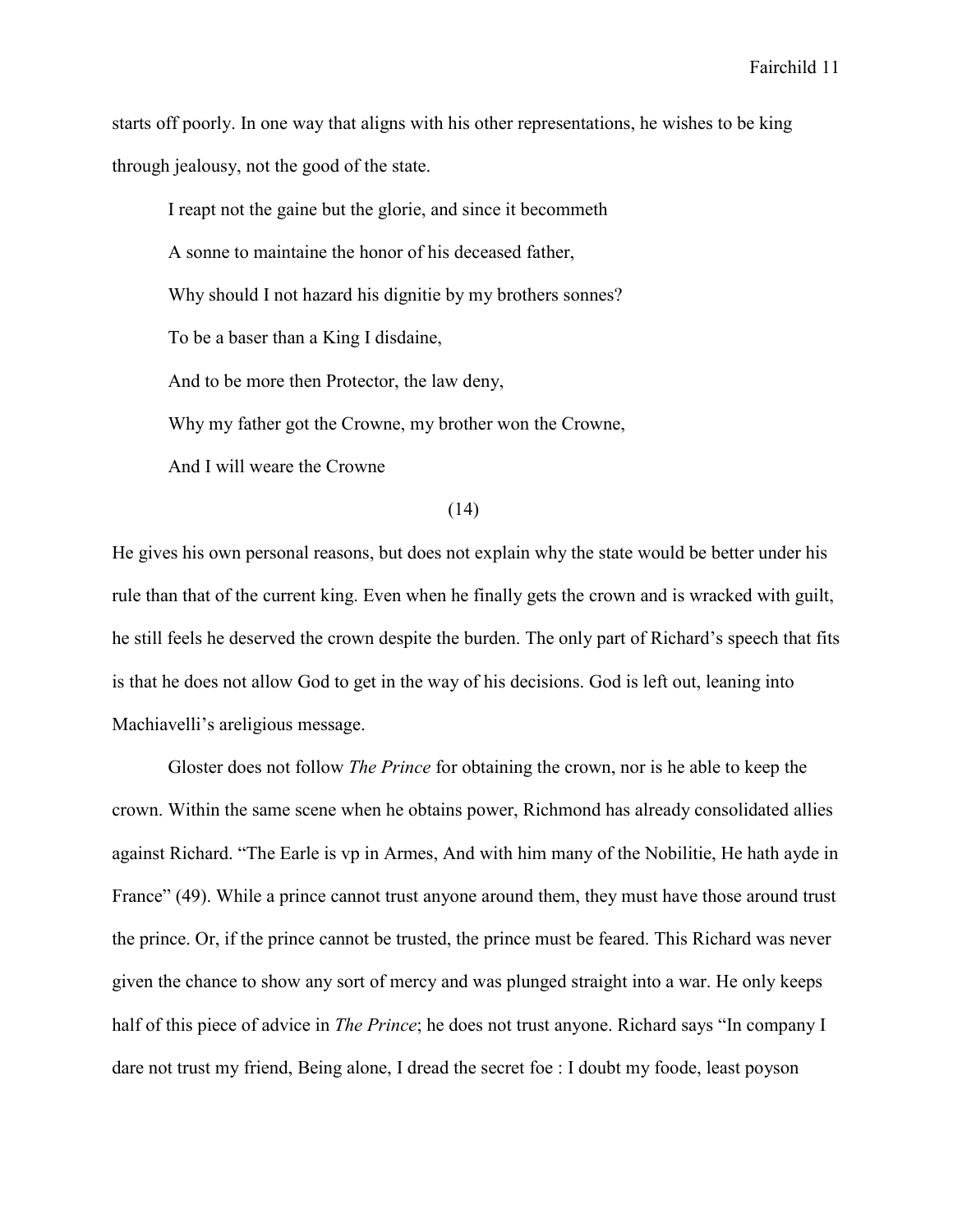starts off poorly. In one way that aligns with his other representations, he wishes to be king through jealousy, not the good of the state.

> I reapt not the gaine but the glorie, and since it becommeth
>
> A sonne to maintaine the honor of his deceased father,
>
> Why should I not hazard his dignitie by my brothers sonnes?
>
> To be a baser than a King I disdaine,
>
> And to be more then Protector, the law deny,
>
> Why my father got the Crowne, my brother won the Crowne,
>
> And I will weare the Crowne
>
> (14)

He gives his own personal reasons, but does not explain why the state would be better under his rule than that of the current king. Even when he finally gets the crown and is wracked with guilt, he still feels he deserved the crown despite the burden. The only part of Richard's speech that fits is that he does not allow God to get in the way of his decisions. God is left out, leaning into Machiavelli's areligious message.

Gloster does not follow *The Prince* for obtaining the crown, nor is he able to keep the crown. Within the same scene when he obtains power, Richmond has already consolidated allies against Richard. "The Earle is vp in Armes, And with him many of the Nobilitie, He hath ayde in France" (49). While a prince cannot trust anyone around them, they must have those around trust the prince. Or, if the prince cannot be trusted, the prince must be feared. This Richard was never given the chance to show any sort of mercy and was plunged straight into a war. He only keeps half of this piece of advice in *The Prince*; he does not trust anyone. Richard says "In company I dare not trust my friend, Being alone, I dread the secret foe : I doubt my foode, least poyson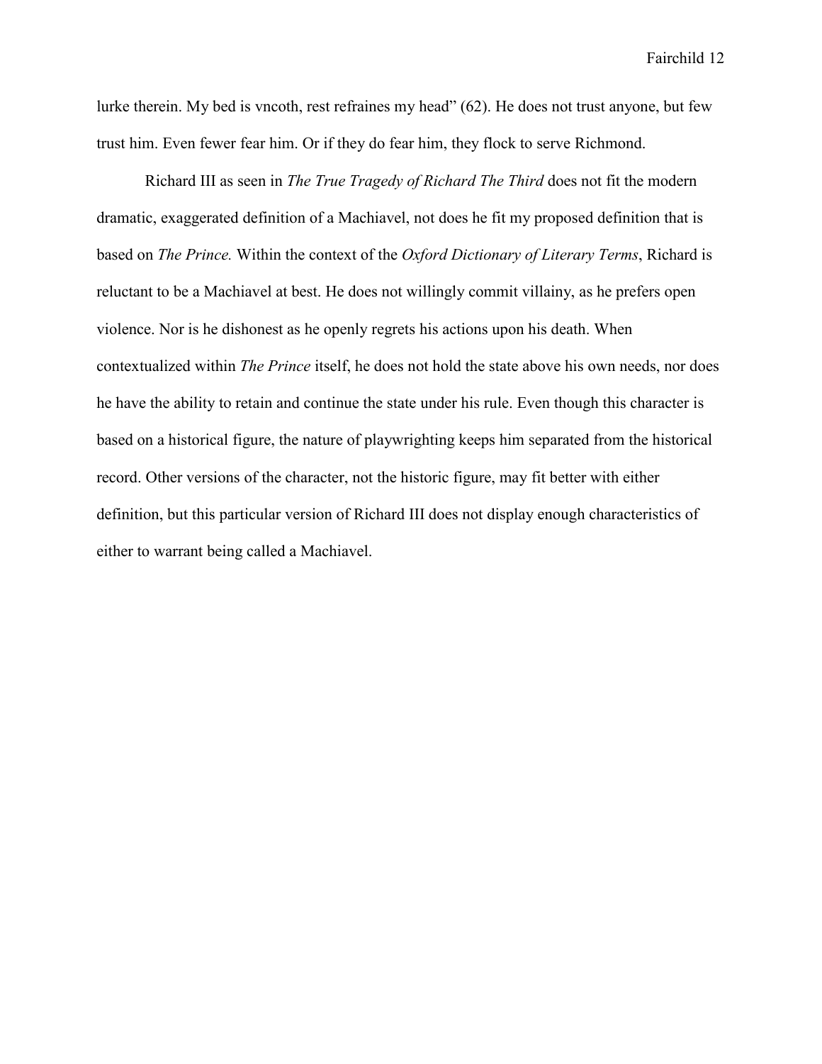lurke therein. My bed is vncoth, rest refraines my head" (62). He does not trust anyone, but few trust him. Even fewer fear him. Or if they do fear him, they flock to serve Richmond.

Richard III as seen in *The True Tragedy of Richard The Third* does not fit the modern dramatic, exaggerated definition of a Machiavel, not does he fit my proposed definition that is based on *The Prince.* Within the context of the *Oxford Dictionary of Literary Terms*, Richard is reluctant to be a Machiavel at best. He does not willingly commit villainy, as he prefers open violence. Nor is he dishonest as he openly regrets his actions upon his death. When contextualized within *The Prince* itself, he does not hold the state above his own needs, nor does he have the ability to retain and continue the state under his rule. Even though this character is based on a historical figure, the nature of playwrighting keeps him separated from the historical record. Other versions of the character, not the historic figure, may fit better with either definition, but this particular version of Richard III does not display enough characteristics of either to warrant being called a Machiavel.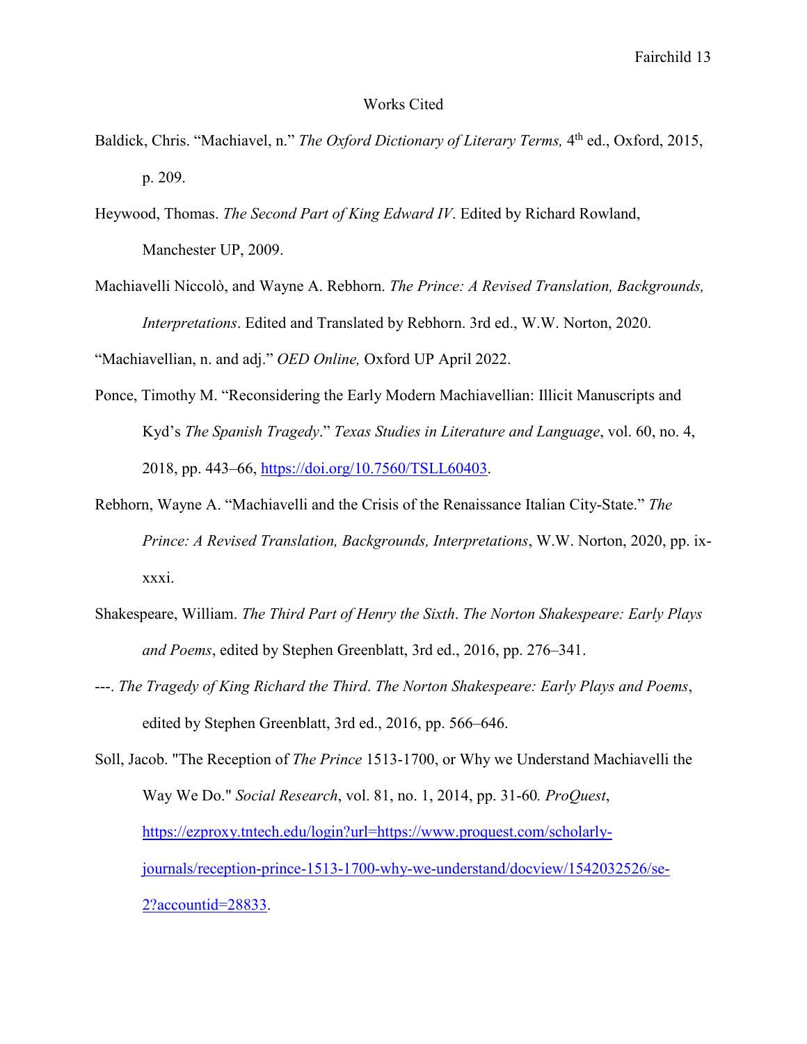# Works Cited

Baldick, Chris. "Machiavel, n." *The Oxford Dictionary of Literary Terms,* 4th ed., Oxford, 2015, p. 209.

Heywood, Thomas. *The Second Part of King Edward IV*. Edited by Richard Rowland, Manchester UP, 2009.

Machiavelli Niccolò, and Wayne A. Rebhorn. *The Prince: A Revised Translation, Backgrounds, Interpretations*. Edited and Translated by Rebhorn. 3rd ed., W.W. Norton, 2020.

"Machiavellian, n. and adj." *OED Online,* Oxford UP April 2022.

Ponce, Timothy M. "Reconsidering the Early Modern Machiavellian: Illicit Manuscripts and Kyd's *The Spanish Tragedy*." *Texas Studies in Literature and Language*, vol. 60, no. 4, 2018, pp. 443–66, https://doi.org/10.7560/TSLL60403.

Rebhorn, Wayne A. "Machiavelli and the Crisis of the Renaissance Italian City-State." *The Prince: A Revised Translation, Backgrounds, Interpretations*, W.W. Norton, 2020, pp. ix-xxxi.

Shakespeare, William. *The Third Part of Henry the Sixth*. *The Norton Shakespeare: Early Plays and Poems*, edited by Stephen Greenblatt, 3rd ed., 2016, pp. 276–341.

---. *The Tragedy of King Richard the Third*. *The Norton Shakespeare: Early Plays and Poems*, edited by Stephen Greenblatt, 3rd ed., 2016, pp. 566–646.

Soll, Jacob. "The Reception of *The Prince* 1513-1700, or Why we Understand Machiavelli the Way We Do." *Social Research*, vol. 81, no. 1, 2014, pp. 31-60. *ProQuest*, https://ezproxy.tntech.edu/login?url=https://www.proquest.com/scholarly-journals/reception-prince-1513-1700-why-we-understand/docview/1542032526/se-2?accountid=28833.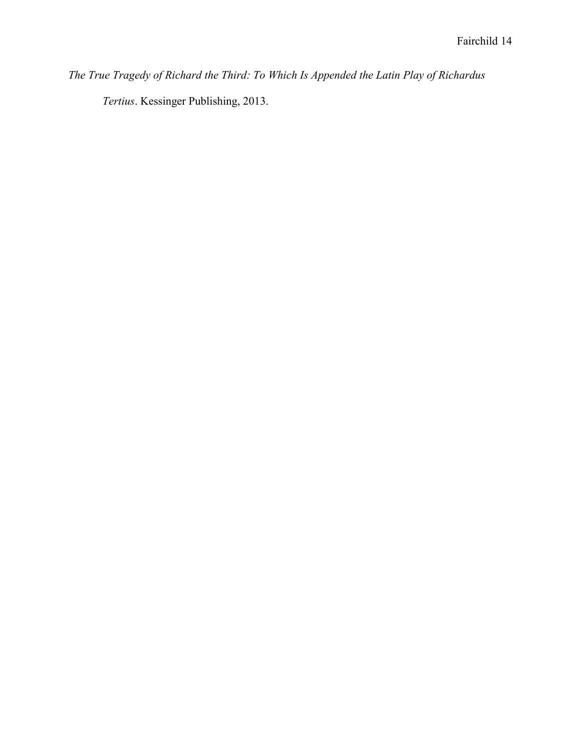*The True Tragedy of Richard the Third: To Which Is Appended the Latin Play of Richardus Tertius*. Kessinger Publishing, 2013.